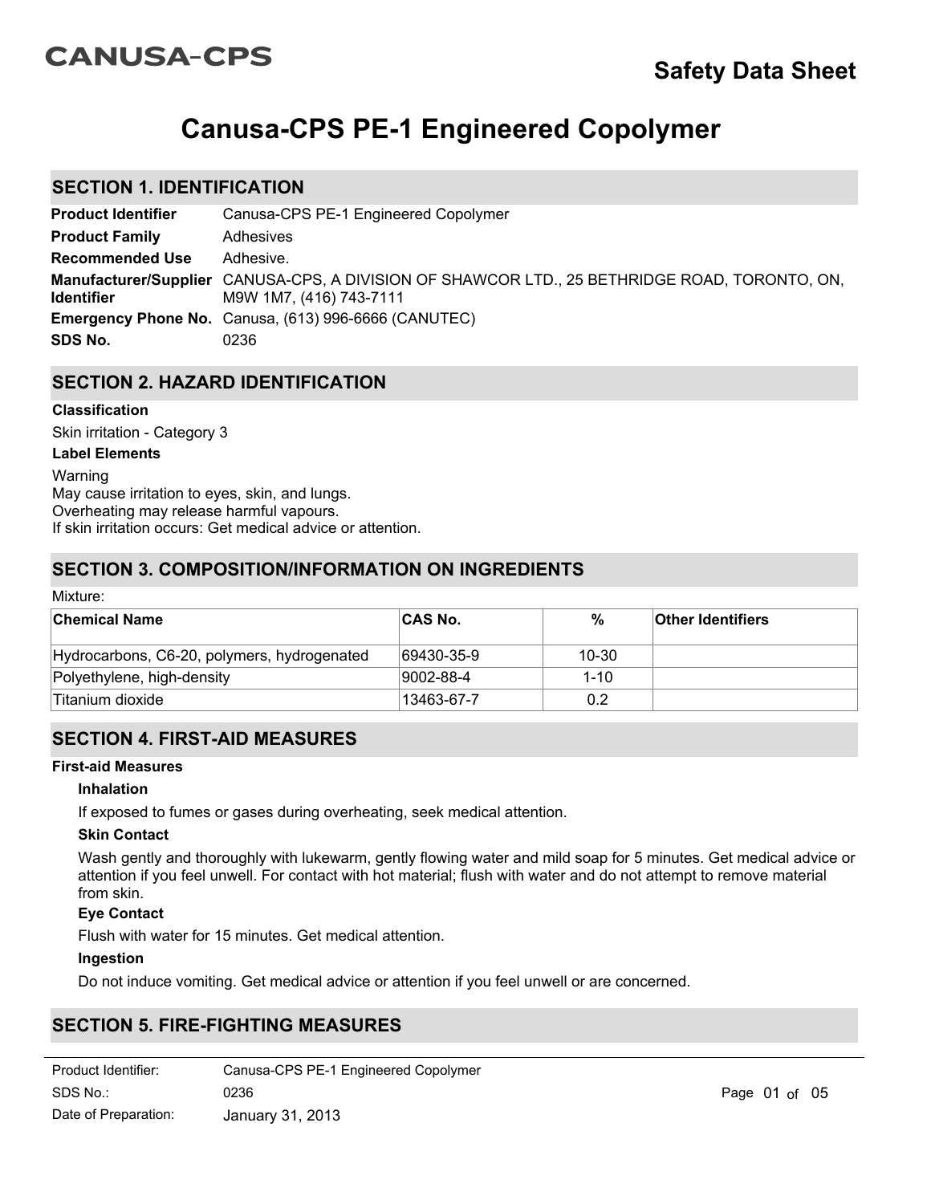CANUSA-CPS

**Safety Data Sheet**

# Canusa-CPS PE-1 Engineered Copolymer

## SECTION 1. IDENTIFICATION

| | |
|---|---|
| **Product Identifier** | Canusa-CPS PE-1 Engineered Copolymer |
| **Product Family** | Adhesives |
| **Recommended Use** | Adhesive. |
| **Manufacturer/Supplier Identifier** | CANUSA-CPS, A DIVISION OF SHAWCOR LTD., 25 BETHRIDGE ROAD, TORONTO, ON, M9W 1M7, (416) 743-7111 |
| **Emergency Phone No.** | Canusa, (613) 996-6666 (CANUTEC) |
| **SDS No.** | 0236 |

## SECTION 2. HAZARD IDENTIFICATION

**Classification**

Skin irritation - Category 3

**Label Elements**

Warning
May cause irritation to eyes, skin, and lungs.
Overheating may release harmful vapours.
If skin irritation occurs: Get medical advice or attention.

## SECTION 3. COMPOSITION/INFORMATION ON INGREDIENTS

Mixture:

| Chemical Name | CAS No. | % | Other Identifiers |
|---|---|---|---|
| Hydrocarbons, C6-20, polymers, hydrogenated | 69430-35-9 | 10-30 | |
| Polyethylene, high-density | 9002-88-4 | 1-10 | |
| Titanium dioxide | 13463-67-7 | 0.2 | |

## SECTION 4. FIRST-AID MEASURES

**First-aid Measures**

**Inhalation**

If exposed to fumes or gases during overheating, seek medical attention.

**Skin Contact**

Wash gently and thoroughly with lukewarm, gently flowing water and mild soap for 5 minutes. Get medical advice or attention if you feel unwell. For contact with hot material; flush with water and do not attempt to remove material from skin.

**Eye Contact**

Flush with water for 15 minutes. Get medical attention.

**Ingestion**

Do not induce vomiting. Get medical advice or attention if you feel unwell or are concerned.

## SECTION 5. FIRE-FIGHTING MEASURES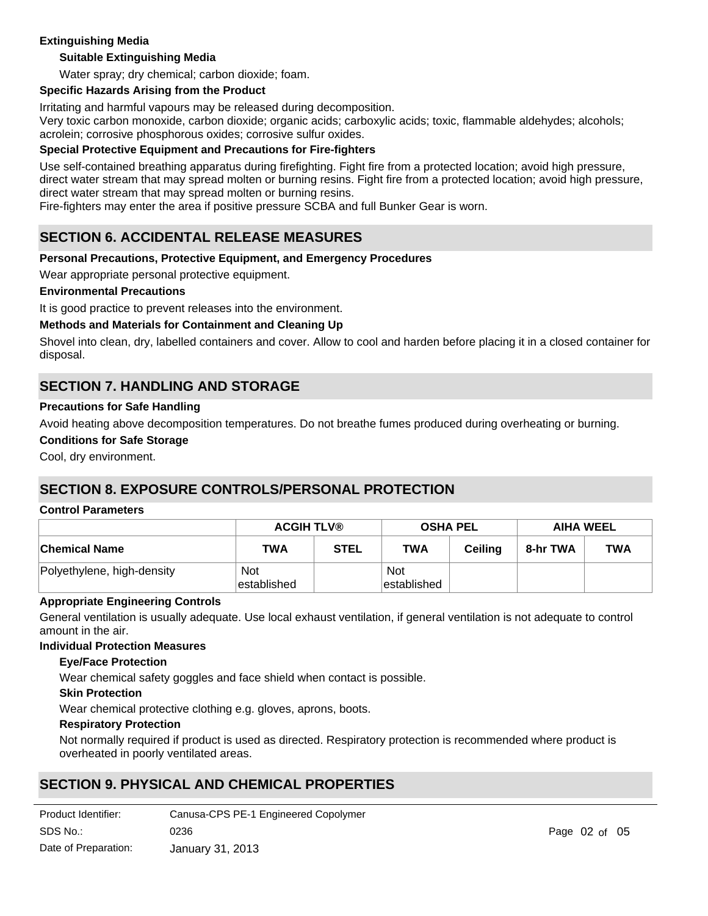**Extinguishing Media**

**Suitable Extinguishing Media**

Water spray; dry chemical; carbon dioxide; foam.

**Specific Hazards Arising from the Product**

Irritating and harmful vapours may be released during decomposition.
Very toxic carbon monoxide, carbon dioxide; organic acids; carboxylic acids; toxic, flammable aldehydes; alcohols; acrolein; corrosive phosphorous oxides; corrosive sulfur oxides.

**Special Protective Equipment and Precautions for Fire-fighters**

Use self-contained breathing apparatus during firefighting. Fight fire from a protected location; avoid high pressure, direct water stream that may spread molten or burning resins. Fight fire from a protected location; avoid high pressure, direct water stream that may spread molten or burning resins.
Fire-fighters may enter the area if positive pressure SCBA and full Bunker Gear is worn.

## SECTION 6. ACCIDENTAL RELEASE MEASURES

**Personal Precautions, Protective Equipment, and Emergency Procedures**

Wear appropriate personal protective equipment.

**Environmental Precautions**

It is good practice to prevent releases into the environment.

**Methods and Materials for Containment and Cleaning Up**

Shovel into clean, dry, labelled containers and cover. Allow to cool and harden before placing it in a closed container for disposal.

## SECTION 7. HANDLING AND STORAGE

**Precautions for Safe Handling**

Avoid heating above decomposition temperatures. Do not breathe fumes produced during overheating or burning.

**Conditions for Safe Storage**

Cool, dry environment.

## SECTION 8. EXPOSURE CONTROLS/PERSONAL PROTECTION

**Control Parameters**

| | ACGIH TLV® | | OSHA PEL | | AIHA WEEL | |
|---|---|---|---|---|---|---|
| **Chemical Name** | **TWA** | **STEL** | **TWA** | **Ceiling** | **8-hr TWA** | **TWA** |
| Polyethylene, high-density | Not established | | Not established | | | |

**Appropriate Engineering Controls**

General ventilation is usually adequate. Use local exhaust ventilation, if general ventilation is not adequate to control amount in the air.

**Individual Protection Measures**

**Eye/Face Protection**

Wear chemical safety goggles and face shield when contact is possible.

**Skin Protection**

Wear chemical protective clothing e.g. gloves, aprons, boots.

**Respiratory Protection**

Not normally required if product is used as directed. Respiratory protection is recommended where product is overheated in poorly ventilated areas.

## SECTION 9. PHYSICAL AND CHEMICAL PROPERTIES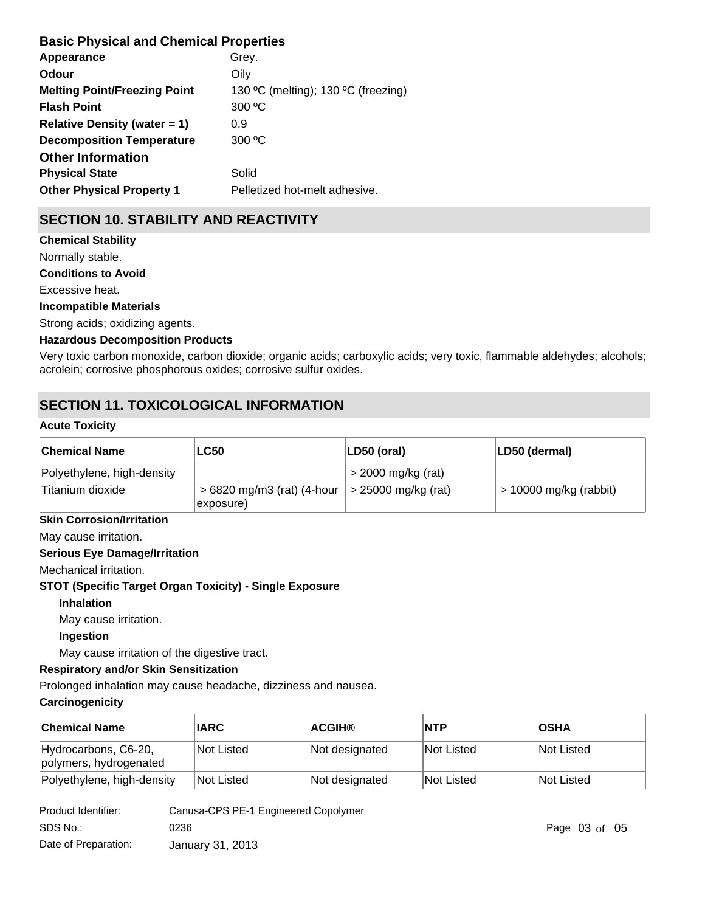### Basic Physical and Chemical Properties

| | |
|---|---|
| **Appearance** | Grey. |
| **Odour** | Oily |
| **Melting Point/Freezing Point** | 130 ºC (melting); 130 ºC (freezing) |
| **Flash Point** | 300 ºC |
| **Relative Density (water = 1)** | 0.9 |
| **Decomposition Temperature** | 300 ºC |

### Other Information

| | |
|---|---|
| **Physical State** | Solid |
| **Other Physical Property 1** | Pelletized hot-melt adhesive. |

## SECTION 10. STABILITY AND REACTIVITY

**Chemical Stability**

Normally stable.

**Conditions to Avoid**

Excessive heat.

**Incompatible Materials**

Strong acids; oxidizing agents.

**Hazardous Decomposition Products**

Very toxic carbon monoxide, carbon dioxide; organic acids; carboxylic acids; very toxic, flammable aldehydes; alcohols; acrolein; corrosive phosphorous oxides; corrosive sulfur oxides.

## SECTION 11. TOXICOLOGICAL INFORMATION

**Acute Toxicity**

| Chemical Name | LC50 | LD50 (oral) | LD50 (dermal) |
|---|---|---|---|
| Polyethylene, high-density | | > 2000 mg/kg (rat) | |
| Titanium dioxide | > 6820 mg/m3 (rat) (4-hour exposure) | > 25000 mg/kg (rat) | > 10000 mg/kg (rabbit) |

**Skin Corrosion/Irritation**

May cause irritation.

**Serious Eye Damage/Irritation**

Mechanical irritation.

**STOT (Specific Target Organ Toxicity) - Single Exposure**

**Inhalation**

May cause irritation.

**Ingestion**

May cause irritation of the digestive tract.

**Respiratory and/or Skin Sensitization**

Prolonged inhalation may cause headache, dizziness and nausea.

**Carcinogenicity**

| Chemical Name | IARC | ACGIH® | NTP | OSHA |
|---|---|---|---|---|
| Hydrocarbons, C6-20, polymers, hydrogenated | Not Listed | Not designated | Not Listed | Not Listed |
| Polyethylene, high-density | Not Listed | Not designated | Not Listed | Not Listed |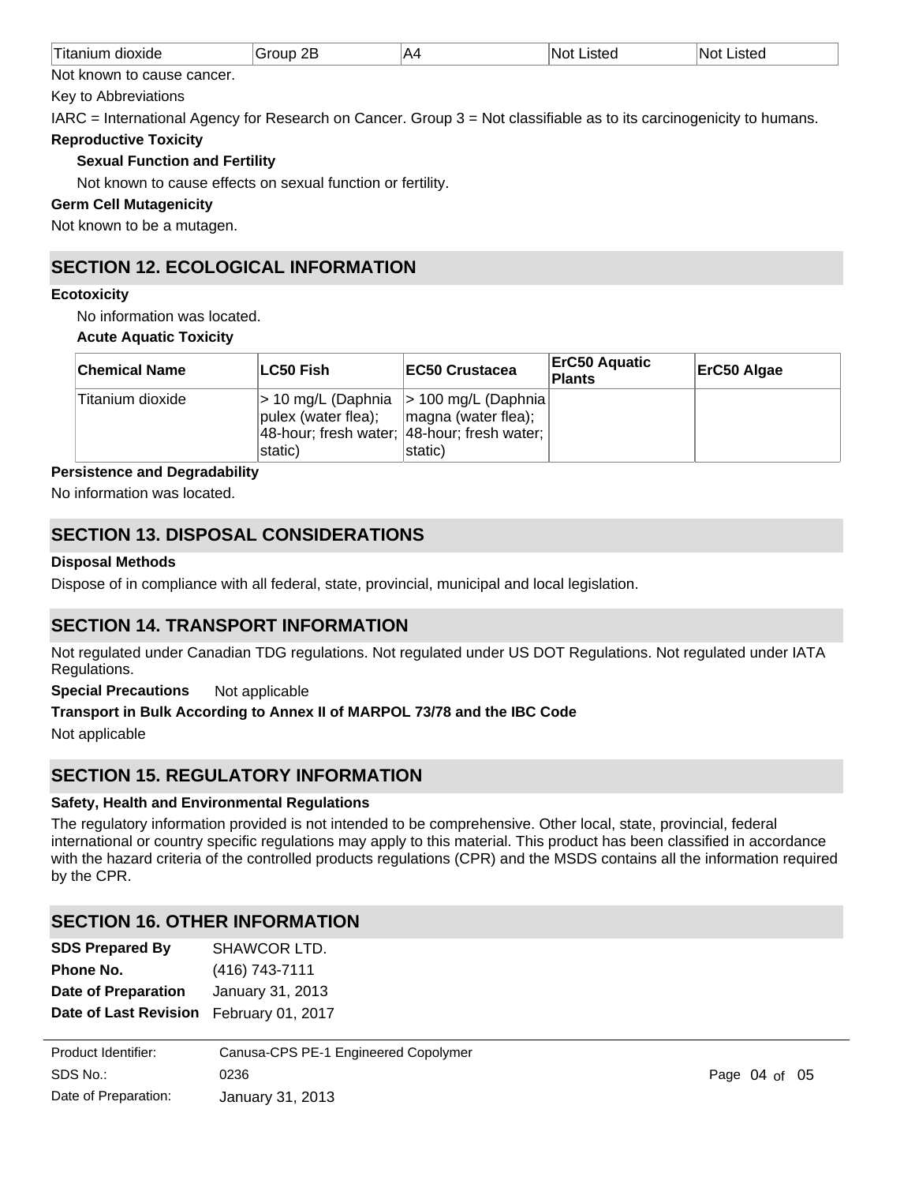| Titanium dioxide | Group 2B | A4 | Not Listed | Not Listed |
|---|---|---|---|---|

Not known to cause cancer.

Key to Abbreviations

IARC = International Agency for Research on Cancer. Group 3 = Not classifiable as to its carcinogenicity to humans.

**Reproductive Toxicity**

**Sexual Function and Fertility**

Not known to cause effects on sexual function or fertility.

**Germ Cell Mutagenicity**

Not known to be a mutagen.

## SECTION 12. ECOLOGICAL INFORMATION

**Ecotoxicity**

No information was located.

**Acute Aquatic Toxicity**

| Chemical Name | LC50 Fish | EC50 Crustacea | ErC50 Aquatic Plants | ErC50 Algae |
|---|---|---|---|---|
| Titanium dioxide | > 10 mg/L (Daphnia pulex (water flea); 48-hour; fresh water; static) | > 100 mg/L (Daphnia magna (water flea); 48-hour; fresh water; static) | | |

**Persistence and Degradability**

No information was located.

## SECTION 13. DISPOSAL CONSIDERATIONS

**Disposal Methods**

Dispose of in compliance with all federal, state, provincial, municipal and local legislation.

## SECTION 14. TRANSPORT INFORMATION

Not regulated under Canadian TDG regulations. Not regulated under US DOT Regulations. Not regulated under IATA Regulations.

**Special Precautions** Not applicable

**Transport in Bulk According to Annex II of MARPOL 73/78 and the IBC Code**

Not applicable

## SECTION 15. REGULATORY INFORMATION

**Safety, Health and Environmental Regulations**

The regulatory information provided is not intended to be comprehensive. Other local, state, provincial, federal international or country specific regulations may apply to this material. This product has been classified in accordance with the hazard criteria of the controlled products regulations (CPR) and the MSDS contains all the information required by the CPR.

## SECTION 16. OTHER INFORMATION

**SDS Prepared By** SHAWCOR LTD.

**Phone No.** (416) 743-7111

**Date of Preparation** January 31, 2013

**Date of Last Revision** February 01, 2017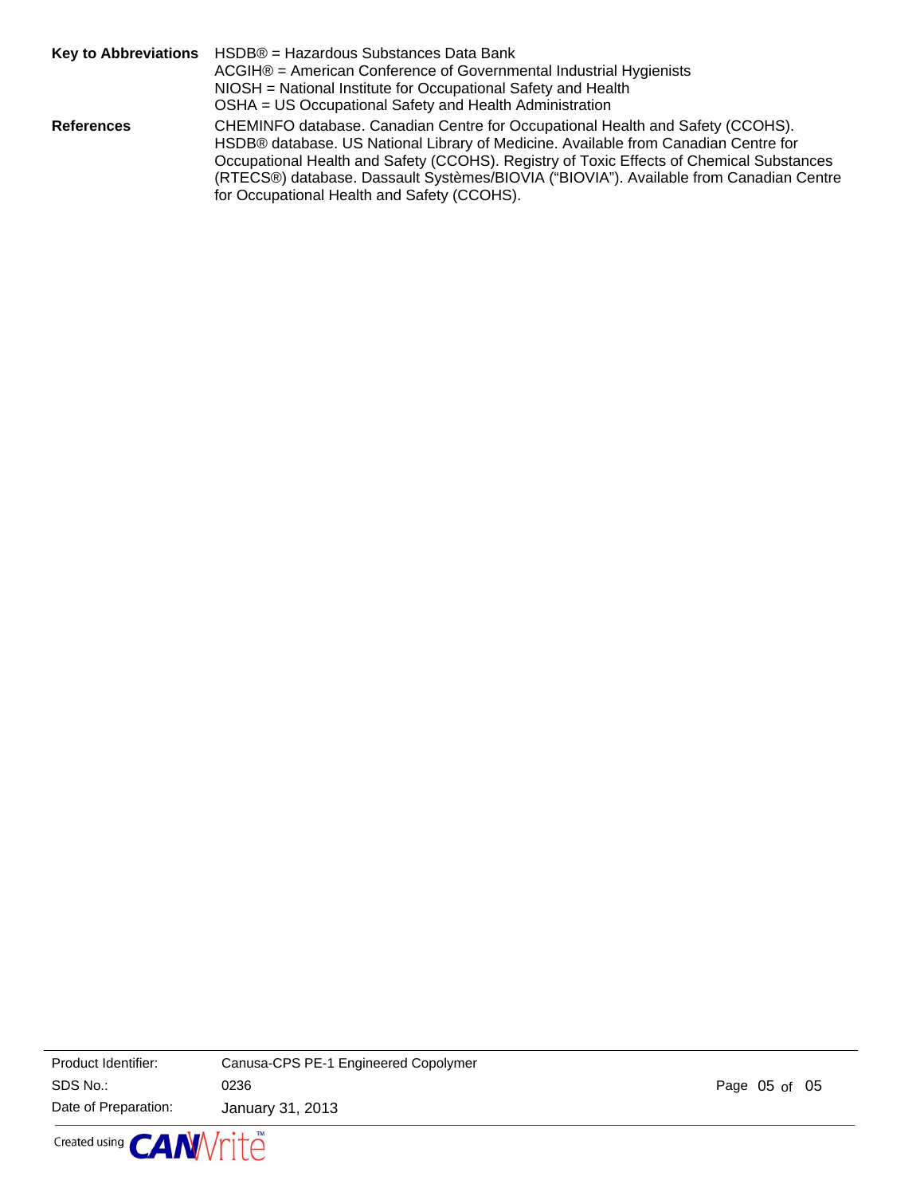| | |
|---|---|
| **Key to Abbreviations** | HSDB® = Hazardous Substances Data Bank<br>ACGIH® = American Conference of Governmental Industrial Hygienists<br>NIOSH = National Institute for Occupational Safety and Health<br>OSHA = US Occupational Safety and Health Administration |
| **References** | CHEMINFO database. Canadian Centre for Occupational Health and Safety (CCOHS). HSDB® database. US National Library of Medicine. Available from Canadian Centre for Occupational Health and Safety (CCOHS). Registry of Toxic Effects of Chemical Substances (RTECS®) database. Dassault Systèmes/BIOVIA ("BIOVIA"). Available from Canadian Centre for Occupational Health and Safety (CCOHS). |